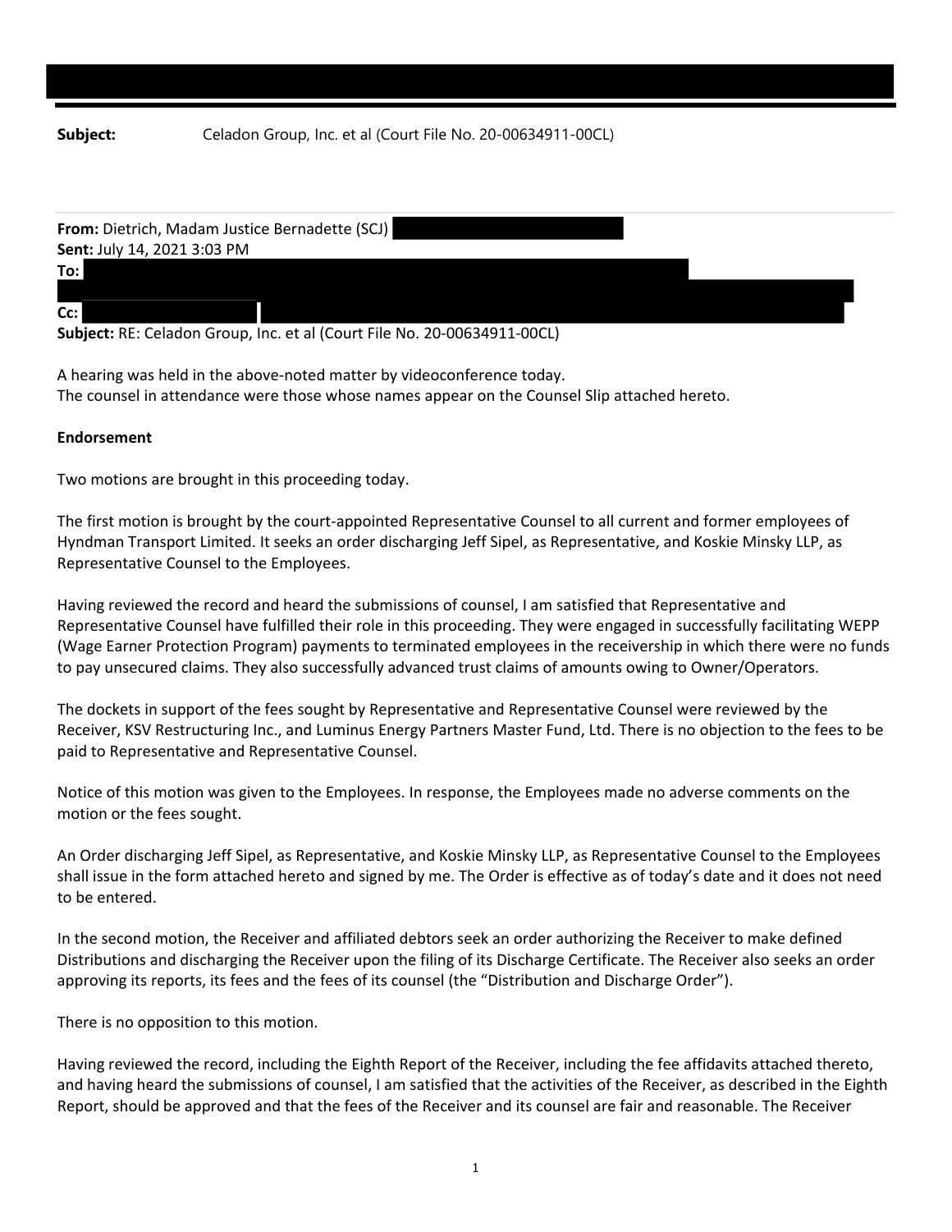**Subject:** Celadon Group, Inc. et al (Court File No. 20-00634911-00CL)

**From:** Dietrich, Madam Justice Bernadette (SCJ)
**Sent:** July 14, 2021 3:03 PM
**To:**
**Cc:**
**Subject:** RE: Celadon Group, Inc. et al (Court File No. 20-00634911-00CL)

A hearing was held in the above-noted matter by videoconference today.
The counsel in attendance were those whose names appear on the Counsel Slip attached hereto.

**Endorsement**

Two motions are brought in this proceeding today.

The first motion is brought by the court-appointed Representative Counsel to all current and former employees of Hyndman Transport Limited. It seeks an order discharging Jeff Sipel, as Representative, and Koskie Minsky LLP, as Representative Counsel to the Employees.

Having reviewed the record and heard the submissions of counsel, I am satisfied that Representative and Representative Counsel have fulfilled their role in this proceeding. They were engaged in successfully facilitating WEPP (Wage Earner Protection Program) payments to terminated employees in the receivership in which there were no funds to pay unsecured claims. They also successfully advanced trust claims of amounts owing to Owner/Operators.

The dockets in support of the fees sought by Representative and Representative Counsel were reviewed by the Receiver, KSV Restructuring Inc., and Luminus Energy Partners Master Fund, Ltd. There is no objection to the fees to be paid to Representative and Representative Counsel.

Notice of this motion was given to the Employees. In response, the Employees made no adverse comments on the motion or the fees sought.

An Order discharging Jeff Sipel, as Representative, and Koskie Minsky LLP, as Representative Counsel to the Employees shall issue in the form attached hereto and signed by me. The Order is effective as of today's date and it does not need to be entered.

In the second motion, the Receiver and affiliated debtors seek an order authorizing the Receiver to make defined Distributions and discharging the Receiver upon the filing of its Discharge Certificate. The Receiver also seeks an order approving its reports, its fees and the fees of its counsel (the "Distribution and Discharge Order").

There is no opposition to this motion.

Having reviewed the record, including the Eighth Report of the Receiver, including the fee affidavits attached thereto, and having heard the submissions of counsel, I am satisfied that the activities of the Receiver, as described in the Eighth Report, should be approved and that the fees of the Receiver and its counsel are fair and reasonable. The Receiver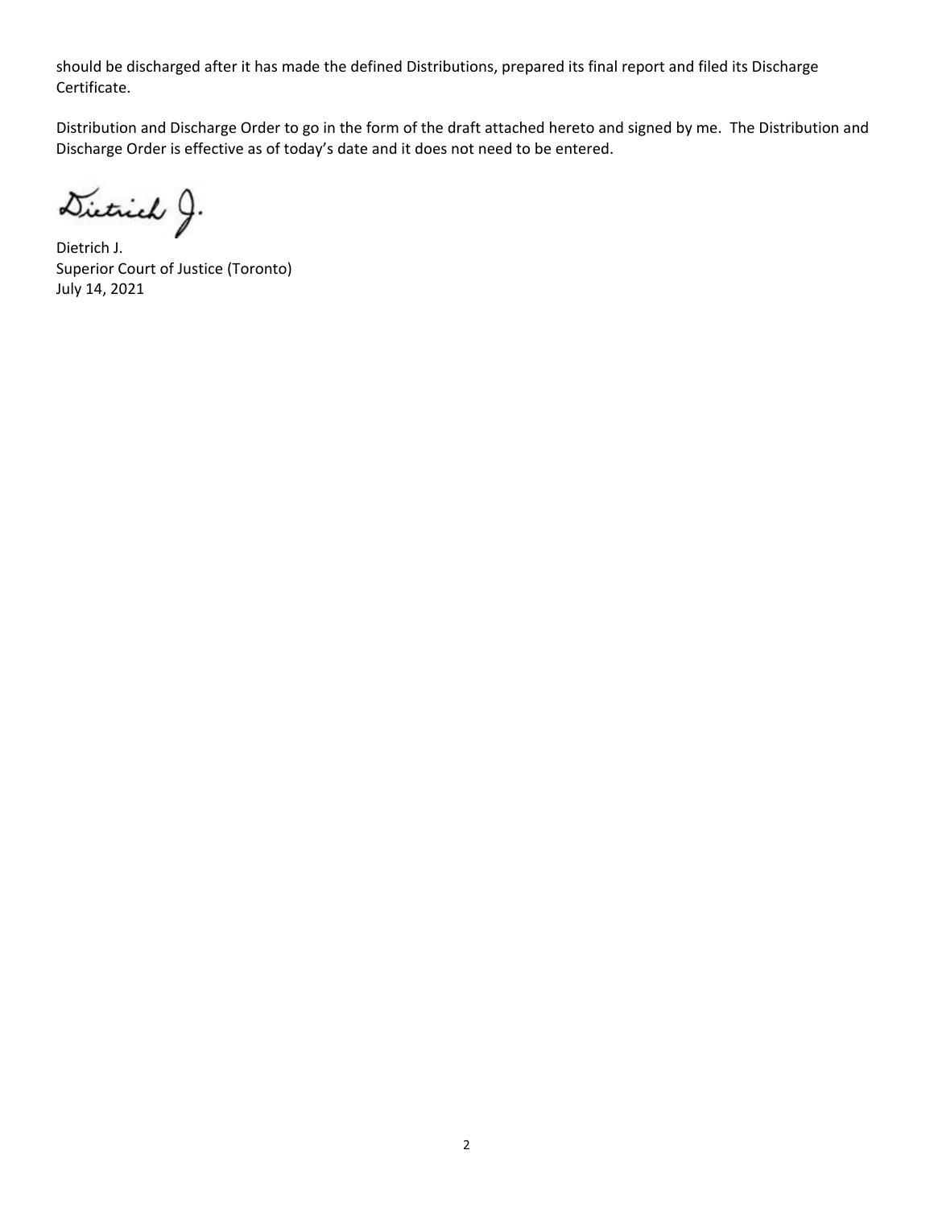should be discharged after it has made the defined Distributions, prepared its final report and filed its Discharge Certificate.

Distribution and Discharge Order to go in the form of the draft attached hereto and signed by me. The Distribution and Discharge Order is effective as of today's date and it does not need to be entered.

Dietrich J.

Dietrich J.
Superior Court of Justice (Toronto)
July 14, 2021